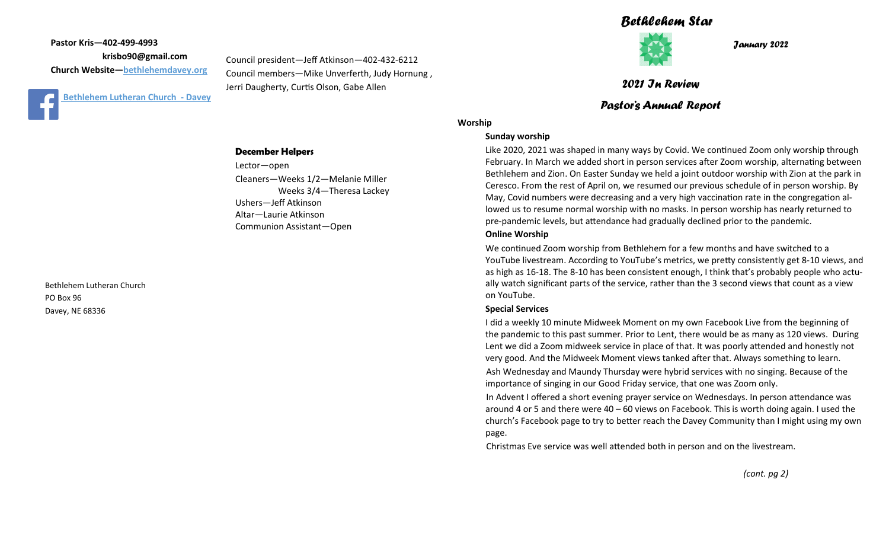**Pastor Kris—402-499-4993**

**krisbo90@gmail.com**

**Church Website—bethlehemdavey.org**

**Bethlehem Lutheran Church - Davey**

Council president—Jeff Atkinson—402-432-6212

Council members—Mike Unverferth, Judy Hornung, Jerri Daugherty, Curtis Olson, Gabe Allen

### December Helpers

Lector—open

Cleaners—Weeks 1/2—Melanie Miller
Weeks 3/4—Theresa Lackey

Ushers—Jeff Atkinson

Altar—Laurie Atkinson

Communion Assistant—Open

Bethlehem Lutheran Church
PO Box 96
Davey, NE 68336

# *Bethlehem Star*

*January 2022*

## *2021 In Review*

## *Pastor's Annual Report*

**Worship**

**Sunday worship**

Like 2020, 2021 was shaped in many ways by Covid. We continued Zoom only worship through February. In March we added short in person services after Zoom worship, alternating between Bethlehem and Zion. On Easter Sunday we held a joint outdoor worship with Zion at the park in Ceresco. From the rest of April on, we resumed our previous schedule of in person worship. By May, Covid numbers were decreasing and a very high vaccination rate in the congregation allowed us to resume normal worship with no masks. In person worship has nearly returned to pre-pandemic levels, but attendance had gradually declined prior to the pandemic.

**Online Worship**

We continued Zoom worship from Bethlehem for a few months and have switched to a YouTube livestream. According to YouTube's metrics, we pretty consistently get 8-10 views, and as high as 16-18. The 8-10 has been consistent enough, I think that's probably people who actually watch significant parts of the service, rather than the 3 second views that count as a view on YouTube.

**Special Services**

I did a weekly 10 minute Midweek Moment on my own Facebook Live from the beginning of the pandemic to this past summer. Prior to Lent, there would be as many as 120 views. During Lent we did a Zoom midweek service in place of that. It was poorly attended and honestly not very good. And the Midweek Moment views tanked after that. Always something to learn.

Ash Wednesday and Maundy Thursday were hybrid services with no singing. Because of the importance of singing in our Good Friday service, that one was Zoom only.

In Advent I offered a short evening prayer service on Wednesdays. In person attendance was around 4 or 5 and there were 40 – 60 views on Facebook. This is worth doing again. I used the church's Facebook page to try to better reach the Davey Community than I might using my own page.

Christmas Eve service was well attended both in person and on the livestream.

*(cont. pg 2)*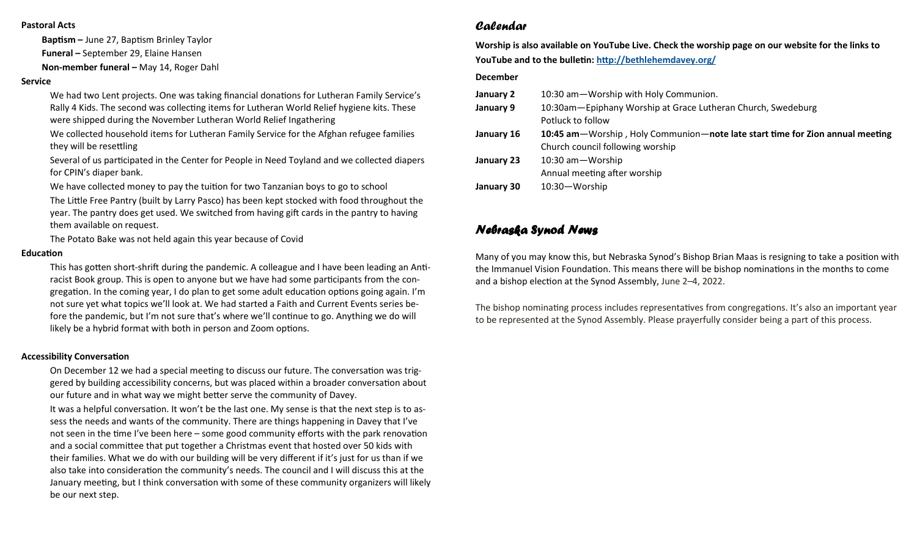**Pastoral Acts**

**Baptism –** June 27, Baptism Brinley Taylor

**Funeral –** September 29, Elaine Hansen

**Non-member funeral –** May 14, Roger Dahl

**Service**

We had two Lent projects. One was taking financial donations for Lutheran Family Service's Rally 4 Kids. The second was collecting items for Lutheran World Relief hygiene kits. These were shipped during the November Lutheran World Relief Ingathering

We collected household items for Lutheran Family Service for the Afghan refugee families they will be resettling

Several of us participated in the Center for People in Need Toyland and we collected diapers for CPIN's diaper bank.

We have collected money to pay the tuition for two Tanzanian boys to go to school

The Little Free Pantry (built by Larry Pasco) has been kept stocked with food throughout the year. The pantry does get used. We switched from having gift cards in the pantry to having them available on request.

The Potato Bake was not held again this year because of Covid

**Education**

This has gotten short-shrift during the pandemic. A colleague and I have been leading an Anti-racist Book group. This is open to anyone but we have had some participants from the congregation. In the coming year, I do plan to get some adult education options going again. I'm not sure yet what topics we'll look at. We had started a Faith and Current Events series before the pandemic, but I'm not sure that's where we'll continue to go. Anything we do will likely be a hybrid format with both in person and Zoom options.

**Accessibility Conversation**

On December 12 we had a special meeting to discuss our future. The conversation was triggered by building accessibility concerns, but was placed within a broader conversation about our future and in what way we might better serve the community of Davey.

It was a helpful conversation. It won't be the last one. My sense is that the next step is to assess the needs and wants of the community. There are things happening in Davey that I've not seen in the time I've been here – some good community efforts with the park renovation and a social committee that put together a Christmas event that hosted over 50 kids with their families. What we do with our building will be very different if it's just for us than if we also take into consideration the community's needs. The council and I will discuss this at the January meeting, but I think conversation with some of these community organizers will likely be our next step.

## *Calendar*

**Worship is also available on YouTube Live. Check the worship page on our website for the links to YouTube and to the bulletin: http://bethlehemdavey.org/**

**December**

| | |
|---|---|
| **January 2** | 10:30 am—Worship with Holy Communion. |
| **January 9** | 10:30am—Epiphany Worship at Grace Lutheran Church, Swedeburg<br>Potluck to follow |
| **January 16** | **10:45 am**—Worship , Holy Communion—**note late start time for Zion annual meeting**<br>Church council following worship |
| **January 23** | 10:30 am—Worship<br>Annual meeting after worship |
| **January 30** | 10:30—Worship |

## *Nebraska Synod News*

Many of you may know this, but Nebraska Synod's Bishop Brian Maas is resigning to take a position with the Immanuel Vision Foundation. This means there will be bishop nominations in the months to come and a bishop election at the Synod Assembly, June 2–4, 2022.

The bishop nominating process includes representatives from congregations. It's also an important year to be represented at the Synod Assembly. Please prayerfully consider being a part of this process.